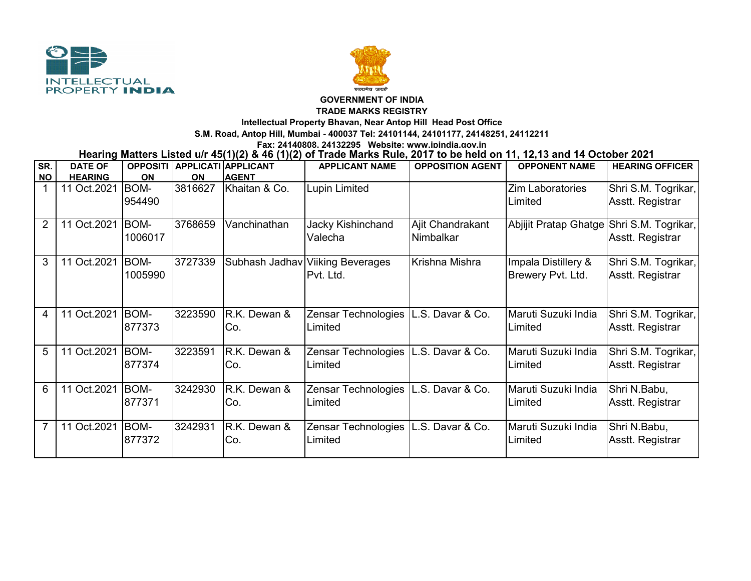**GOVERNMENT OF INDIA**

**TRADE MARKS REGISTRY**

**Intellectual Property Bhavan, Near Antop Hill Head Post Office**

**S.M. Road, Antop Hill, Mumbai - 400037 Tel: 24101144, 24101177, 24148251, 24112211**

**Fax: 24140808, 24132295 Website: www.ipindia.gov.in**

**Hearing Matters Listed u/r 45(1)(2) & 46 (1)(2) of Trade Marks Rule, 2017 to be held on 11, 12,13 and 14 October 2021**

| SR. NO | DATE OF HEARING | OPPOSITION | APPLICATION | APPLICANT AGENT | APPLICANT NAME | OPPOSITION AGENT | OPPONENT NAME | HEARING OFFICER |
|---|---|---|---|---|---|---|---|---|
| 1 | 11 Oct.2021 | BOM-954490 | 3816627 | Khaitan & Co. | Lupin Limited | | Zim Laboratories Limited | Shri S.M. Togrikar, Asstt. Registrar |
| 2 | 11 Oct.2021 | BOM-1006017 | 3768659 | Vanchinathan | Jacky Kishinchand Valecha | Ajit Chandrakant Nimbalkar | Abjijit Pratap Ghatge | Shri S.M. Togrikar, Asstt. Registrar |
| 3 | 11 Oct.2021 | BOM-1005990 | 3727339 | Subhash Jadhav | Viiking Beverages Pvt. Ltd. | Krishna Mishra | Impala Distillery & Brewery Pvt. Ltd. | Shri S.M. Togrikar, Asstt. Registrar |
| 4 | 11 Oct.2021 | BOM-877373 | 3223590 | R.K. Dewan & Co. | Zensar Technologies Limited | L.S. Davar & Co. | Maruti Suzuki India Limited | Shri S.M. Togrikar, Asstt. Registrar |
| 5 | 11 Oct.2021 | BOM-877374 | 3223591 | R.K. Dewan & Co. | Zensar Technologies Limited | L.S. Davar & Co. | Maruti Suzuki India Limited | Shri S.M. Togrikar, Asstt. Registrar |
| 6 | 11 Oct.2021 | BOM-877371 | 3242930 | R.K. Dewan & Co. | Zensar Technologies Limited | L.S. Davar & Co. | Maruti Suzuki India Limited | Shri N.Babu, Asstt. Registrar |
| 7 | 11 Oct.2021 | BOM-877372 | 3242931 | R.K. Dewan & Co. | Zensar Technologies Limited | L.S. Davar & Co. | Maruti Suzuki India Limited | Shri N.Babu, Asstt. Registrar |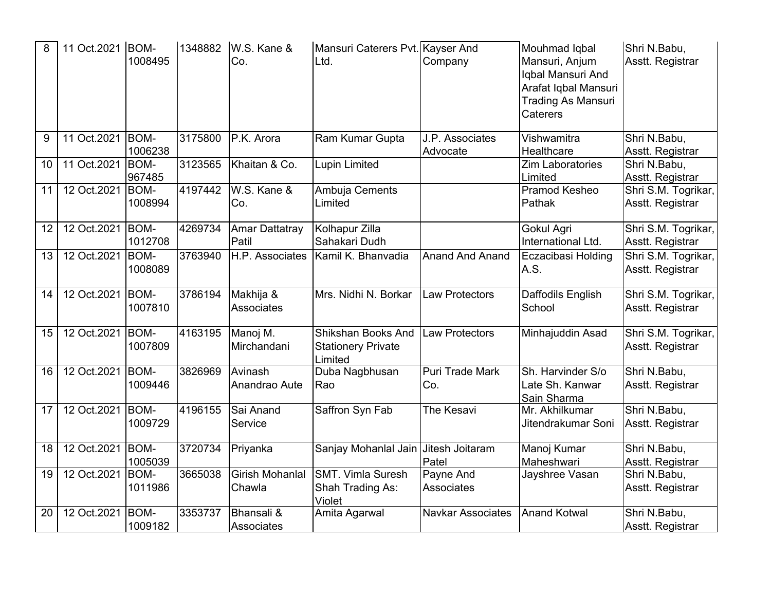| 8 | 11 Oct.2021 | BOM-1008495 | 1348882 | W.S. Kane & Co. | Mansuri Caterers Pvt. Ltd. | Kayser And Company | Mouhmad Iqbal Mansuri, Anjum Iqbal Mansuri And Arafat Iqbal Mansuri Trading As Mansuri Caterers | Shri N.Babu, Asstt. Registrar |
|---|---|---|---|---|---|---|---|---|
| 9 | 11 Oct.2021 | BOM-1006238 | 3175800 | P.K. Arora | Ram Kumar Gupta | J.P. Associates Advocate | Vishwamitra Healthcare | Shri N.Babu, Asstt. Registrar |
| 10 | 11 Oct.2021 | BOM-967485 | 3123565 | Khaitan & Co. | Lupin Limited | | Zim Laboratories Limited | Shri N.Babu, Asstt. Registrar |
| 11 | 12 Oct.2021 | BOM-1008994 | 4197442 | W.S. Kane & Co. | Ambuja Cements Limited | | Pramod Kesheo Pathak | Shri S.M. Togrikar, Asstt. Registrar |
| 12 | 12 Oct.2021 | BOM-1012708 | 4269734 | Amar Dattatray Patil | Kolhapur Zilla Sahakari Dudh | | Gokul Agri International Ltd. | Shri S.M. Togrikar, Asstt. Registrar |
| 13 | 12 Oct.2021 | BOM-1008089 | 3763940 | H.P. Associates | Kamil K. Bhanvadia | Anand And Anand | Eczacibasi Holding A.S. | Shri S.M. Togrikar, Asstt. Registrar |
| 14 | 12 Oct.2021 | BOM-1007810 | 3786194 | Makhija & Associates | Mrs. Nidhi N. Borkar | Law Protectors | Daffodils English School | Shri S.M. Togrikar, Asstt. Registrar |
| 15 | 12 Oct.2021 | BOM-1007809 | 4163195 | Manoj M. Mirchandani | Shikshan Books And Stationery Private Limited | Law Protectors | Minhajuddin Asad | Shri S.M. Togrikar, Asstt. Registrar |
| 16 | 12 Oct.2021 | BOM-1009446 | 3826969 | Avinash Anandrao Aute | Duba Nagbhusan Rao | Puri Trade Mark Co. | Sh. Harvinder S/o Late Sh. Kanwar Sain Sharma | Shri N.Babu, Asstt. Registrar |
| 17 | 12 Oct.2021 | BOM-1009729 | 4196155 | Sai Anand Service | Saffron Syn Fab | The Kesavi | Mr. Akhilkumar Jitendrakumar Soni | Shri N.Babu, Asstt. Registrar |
| 18 | 12 Oct.2021 | BOM-1005039 | 3720734 | Priyanka | Sanjay Mohanlal Jain | Jitesh Joitaram Patel | Manoj Kumar Maheshwari | Shri N.Babu, Asstt. Registrar |
| 19 | 12 Oct.2021 | BOM-1011986 | 3665038 | Girish Mohanlal Chawla | SMT. Vimla Suresh Shah Trading As: Violet | Payne And Associates | Jayshree Vasan | Shri N.Babu, Asstt. Registrar |
| 20 | 12 Oct.2021 | BOM-1009182 | 3353737 | Bhansali & Associates | Amita Agarwal | Navkar Associates | Anand Kotwal | Shri N.Babu, Asstt. Registrar |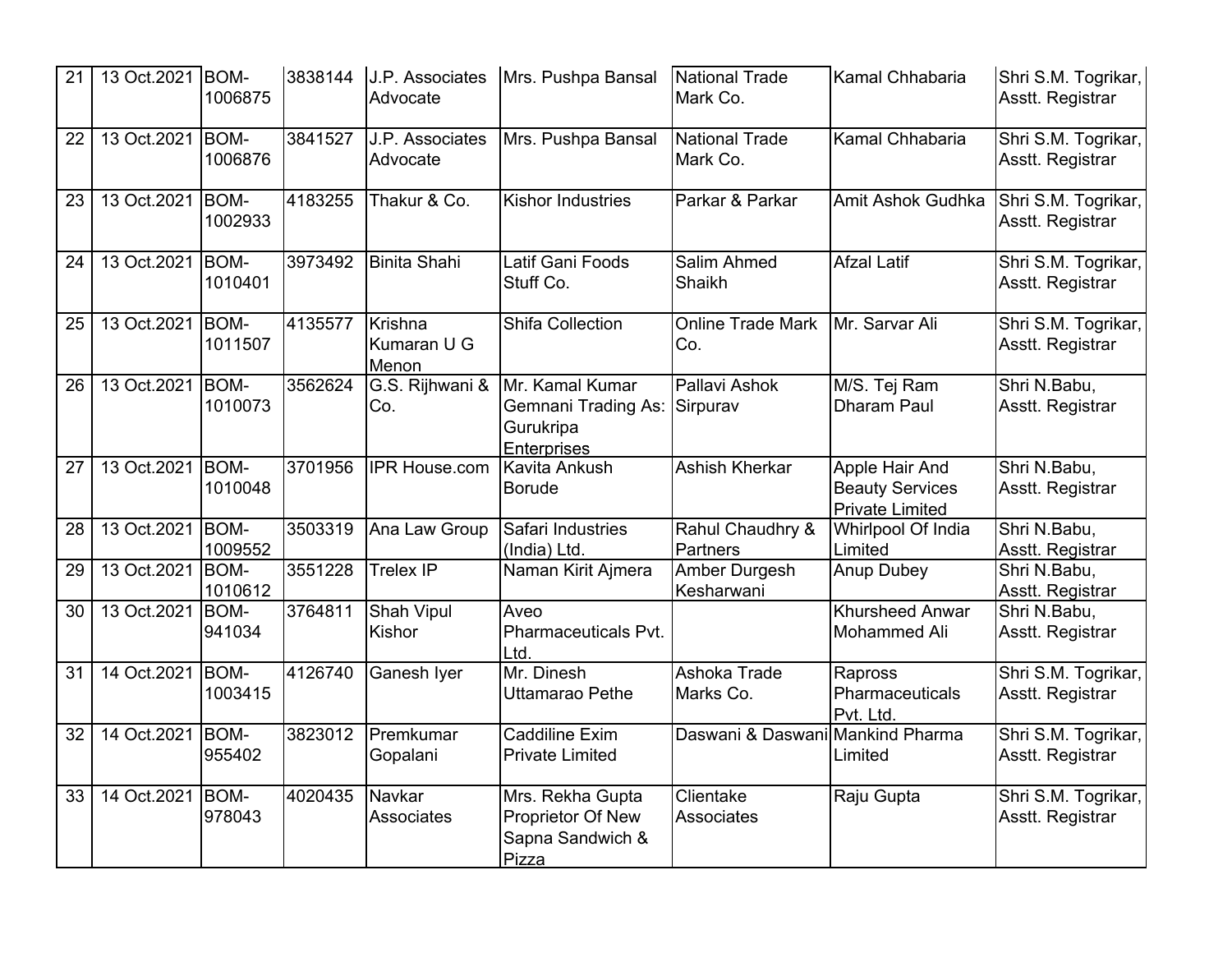| 21 | 13 Oct.2021 | BOM-1006875 | 3838144 | J.P. Associates Advocate | Mrs. Pushpa Bansal | National Trade Mark Co. | Kamal Chhabaria | Shri S.M. Togrikar, Asstt. Registrar |
|---|---|---|---|---|---|---|---|---|
| 22 | 13 Oct.2021 | BOM-1006876 | 3841527 | J.P. Associates Advocate | Mrs. Pushpa Bansal | National Trade Mark Co. | Kamal Chhabaria | Shri S.M. Togrikar, Asstt. Registrar |
| 23 | 13 Oct.2021 | BOM-1002933 | 4183255 | Thakur & Co. | Kishor Industries | Parkar & Parkar | Amit Ashok Gudhka | Shri S.M. Togrikar, Asstt. Registrar |
| 24 | 13 Oct.2021 | BOM-1010401 | 3973492 | Binita Shahi | Latif Gani Foods Stuff Co. | Salim Ahmed Shaikh | Afzal Latif | Shri S.M. Togrikar, Asstt. Registrar |
| 25 | 13 Oct.2021 | BOM-1011507 | 4135577 | Krishna Kumaran U G Menon | Shifa Collection | Online Trade Mark Co. | Mr. Sarvar Ali | Shri S.M. Togrikar, Asstt. Registrar |
| 26 | 13 Oct.2021 | BOM-1010073 | 3562624 | G.S. Rijhwani & Co. | Mr. Kamal Kumar Gemnani Trading As: Gurukripa Enterprises | Pallavi Ashok Sirpurav | M/S. Tej Ram Dharam Paul | Shri N.Babu, Asstt. Registrar |
| 27 | 13 Oct.2021 | BOM-1010048 | 3701956 | IPR House.com | Kavita Ankush Borude | Ashish Kherkar | Apple Hair And Beauty Services Private Limited | Shri N.Babu, Asstt. Registrar |
| 28 | 13 Oct.2021 | BOM-1009552 | 3503319 | Ana Law Group | Safari Industries (India) Ltd. | Rahul Chaudhry & Partners | Whirlpool Of India Limited | Shri N.Babu, Asstt. Registrar |
| 29 | 13 Oct.2021 | BOM-1010612 | 3551228 | Trelex IP | Naman Kirit Ajmera | Amber Durgesh Kesharwani | Anup Dubey | Shri N.Babu, Asstt. Registrar |
| 30 | 13 Oct.2021 | BOM-941034 | 3764811 | Shah Vipul Kishor | Aveo Pharmaceuticals Pvt. Ltd. | | Khursheed Anwar Mohammed Ali | Shri N.Babu, Asstt. Registrar |
| 31 | 14 Oct.2021 | BOM-1003415 | 4126740 | Ganesh Iyer | Mr. Dinesh Uttamarao Pethe | Ashoka Trade Marks Co. | Rapross Pharmaceuticals Pvt. Ltd. | Shri S.M. Togrikar, Asstt. Registrar |
| 32 | 14 Oct.2021 | BOM-955402 | 3823012 | Premkumar Gopalani | Caddiline Exim Private Limited | Daswani & Daswani | Mankind Pharma Limited | Shri S.M. Togrikar, Asstt. Registrar |
| 33 | 14 Oct.2021 | BOM-978043 | 4020435 | Navkar Associates | Mrs. Rekha Gupta Proprietor Of New Sapna Sandwich & Pizza | Clientake Associates | Raju Gupta | Shri S.M. Togrikar, Asstt. Registrar |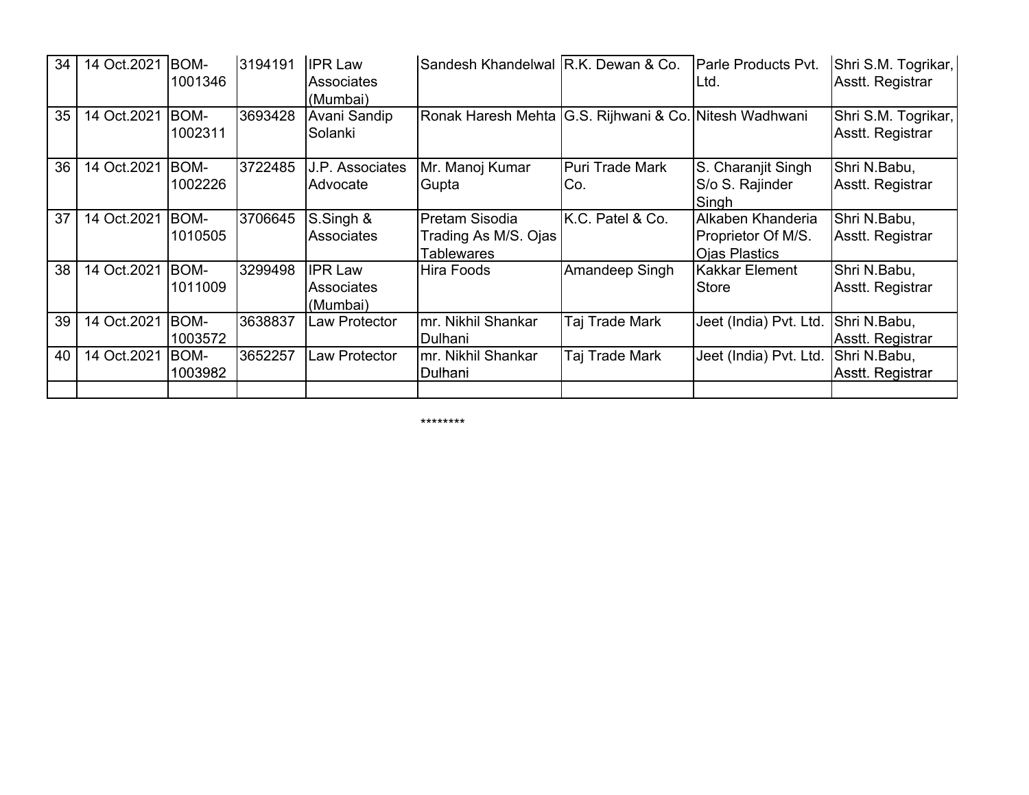| | | | | | | | | |
|---|---|---|---|---|---|---|---|---|
| 34 | 14 Oct.2021 | BOM-1001346 | 3194191 | IPR Law Associates (Mumbai) | Sandesh Khandelwal | R.K. Dewan & Co. | Parle Products Pvt. Ltd. | Shri S.M. Togrikar, Asstt. Registrar |
| 35 | 14 Oct.2021 | BOM-1002311 | 3693428 | Avani Sandip Solanki | Ronak Haresh Mehta | G.S. Rijhwani & Co. | Nitesh Wadhwani | Shri S.M. Togrikar, Asstt. Registrar |
| 36 | 14 Oct.2021 | BOM-1002226 | 3722485 | J.P. Associates Advocate | Mr. Manoj Kumar Gupta | Puri Trade Mark Co. | S. Charanjit Singh S/o S. Rajinder Singh | Shri N.Babu, Asstt. Registrar |
| 37 | 14 Oct.2021 | BOM-1010505 | 3706645 | S.Singh & Associates | Pretam Sisodia Trading As M/S. Ojas Tablewares | K.C. Patel & Co. | Alkaben Khanderia Proprietor Of M/S. Ojas Plastics | Shri N.Babu, Asstt. Registrar |
| 38 | 14 Oct.2021 | BOM-1011009 | 3299498 | IPR Law Associates (Mumbai) | Hira Foods | Amandeep Singh | Kakkar Element Store | Shri N.Babu, Asstt. Registrar |
| 39 | 14 Oct.2021 | BOM-1003572 | 3638837 | Law Protector | mr. Nikhil Shankar Dulhani | Taj Trade Mark | Jeet (India) Pvt. Ltd. | Shri N.Babu, Asstt. Registrar |
| 40 | 14 Oct.2021 | BOM-1003982 | 3652257 | Law Protector | mr. Nikhil Shankar Dulhani | Taj Trade Mark | Jeet (India) Pvt. Ltd. | Shri N.Babu, Asstt. Registrar |
| | | | | | | | | |

********